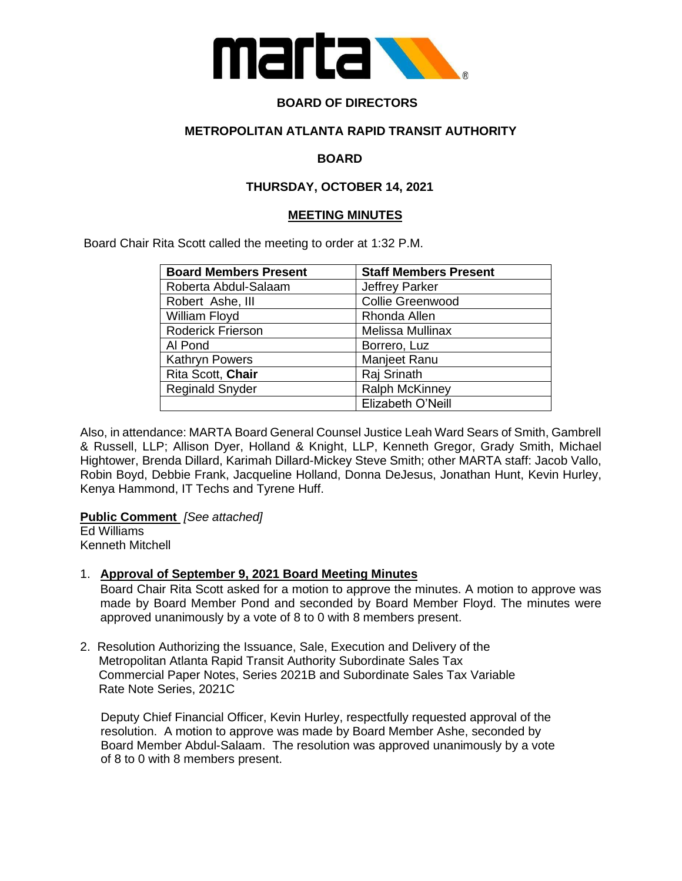**BOARD OF DIRECTORS**

**METROPOLITAN ATLANTA RAPID TRANSIT AUTHORITY**

**BOARD**

**THURSDAY, OCTOBER 14, 2021**

**MEETING MINUTES**

Board Chair Rita Scott called the meeting to order at 1:32 P.M.

| Board Members Present | Staff Members Present |
|---|---|
| Roberta Abdul-Salaam | Jeffrey Parker |
| Robert Ashe, III | Collie Greenwood |
| William Floyd | Rhonda Allen |
| Roderick Frierson | Melissa Mullinax |
| Al Pond | Borrero, Luz |
| Kathryn Powers | Manjeet Ranu |
| Rita Scott, **Chair** | Raj Srinath |
| Reginald Snyder | Ralph McKinney |
| | Elizabeth O'Neill |

Also, in attendance: MARTA Board General Counsel Justice Leah Ward Sears of Smith, Gambrell & Russell, LLP; Allison Dyer, Holland & Knight, LLP, Kenneth Gregor, Grady Smith, Michael Hightower, Brenda Dillard, Karimah Dillard-Mickey Steve Smith; other MARTA staff: Jacob Vallo, Robin Boyd, Debbie Frank, Jacqueline Holland, Donna DeJesus, Jonathan Hunt, Kevin Hurley, Kenya Hammond, IT Techs and Tyrene Huff.

**Public Comment** *[See attached]*
Ed Williams
Kenneth Mitchell

1. **Approval of September 9, 2021 Board Meeting Minutes**
   Board Chair Rita Scott asked for a motion to approve the minutes. A motion to approve was made by Board Member Pond and seconded by Board Member Floyd. The minutes were approved unanimously by a vote of 8 to 0 with 8 members present.

2. Resolution Authorizing the Issuance, Sale, Execution and Delivery of the Metropolitan Atlanta Rapid Transit Authority Subordinate Sales Tax Commercial Paper Notes, Series 2021B and Subordinate Sales Tax Variable Rate Note Series, 2021C

   Deputy Chief Financial Officer, Kevin Hurley, respectfully requested approval of the resolution. A motion to approve was made by Board Member Ashe, seconded by Board Member Abdul-Salaam. The resolution was approved unanimously by a vote of 8 to 0 with 8 members present.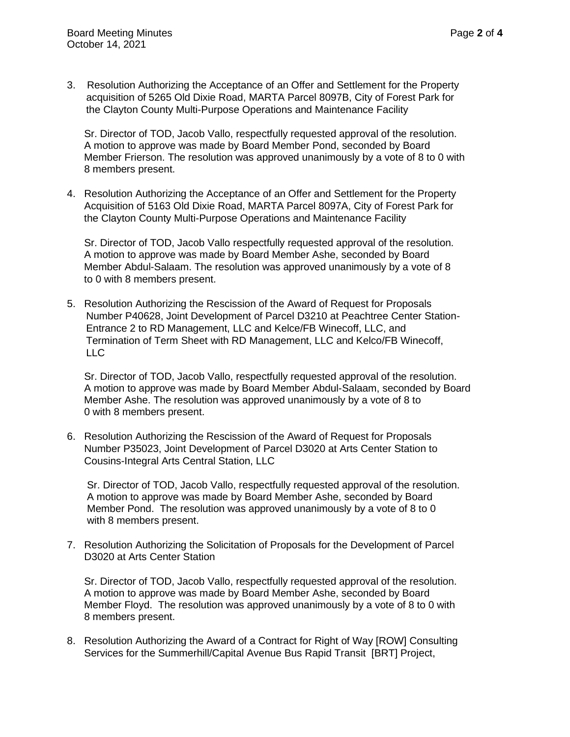3. Resolution Authorizing the Acceptance of an Offer and Settlement for the Property acquisition of 5265 Old Dixie Road, MARTA Parcel 8097B, City of Forest Park for the Clayton County Multi-Purpose Operations and Maintenance Facility

   Sr. Director of TOD, Jacob Vallo, respectfully requested approval of the resolution. A motion to approve was made by Board Member Pond, seconded by Board Member Frierson. The resolution was approved unanimously by a vote of 8 to 0 with 8 members present.

4. Resolution Authorizing the Acceptance of an Offer and Settlement for the Property Acquisition of 5163 Old Dixie Road, MARTA Parcel 8097A, City of Forest Park for the Clayton County Multi-Purpose Operations and Maintenance Facility

   Sr. Director of TOD, Jacob Vallo respectfully requested approval of the resolution. A motion to approve was made by Board Member Ashe, seconded by Board Member Abdul-Salaam. The resolution was approved unanimously by a vote of 8 to 0 with 8 members present.

5. Resolution Authorizing the Rescission of the Award of Request for Proposals Number P40628, Joint Development of Parcel D3210 at Peachtree Center Station-Entrance 2 to RD Management, LLC and Kelce/FB Winecoff, LLC, and Termination of Term Sheet with RD Management, LLC and Kelco/FB Winecoff, LLC

   Sr. Director of TOD, Jacob Vallo, respectfully requested approval of the resolution. A motion to approve was made by Board Member Abdul-Salaam, seconded by Board Member Ashe. The resolution was approved unanimously by a vote of 8 to 0 with 8 members present.

6. Resolution Authorizing the Rescission of the Award of Request for Proposals Number P35023, Joint Development of Parcel D3020 at Arts Center Station to Cousins-Integral Arts Central Station, LLC

   Sr. Director of TOD, Jacob Vallo, respectfully requested approval of the resolution. A motion to approve was made by Board Member Ashe, seconded by Board Member Pond. The resolution was approved unanimously by a vote of 8 to 0 with 8 members present.

7. Resolution Authorizing the Solicitation of Proposals for the Development of Parcel D3020 at Arts Center Station

   Sr. Director of TOD, Jacob Vallo, respectfully requested approval of the resolution. A motion to approve was made by Board Member Ashe, seconded by Board Member Floyd. The resolution was approved unanimously by a vote of 8 to 0 with 8 members present.

8. Resolution Authorizing the Award of a Contract for Right of Way [ROW] Consulting Services for the Summerhill/Capital Avenue Bus Rapid Transit [BRT] Project,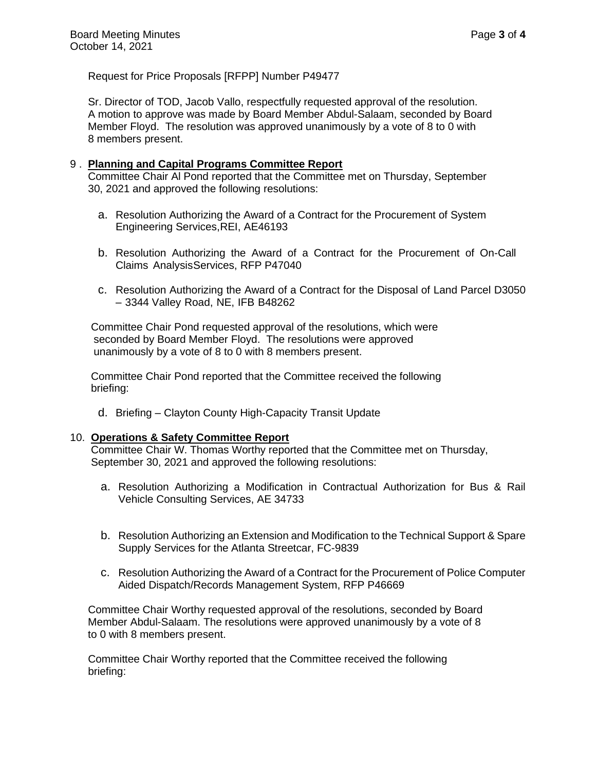Request for Price Proposals [RFPP] Number P49477

Sr. Director of TOD, Jacob Vallo, respectfully requested approval of the resolution. A motion to approve was made by Board Member Abdul-Salaam, seconded by Board Member Floyd. The resolution was approved unanimously by a vote of 8 to 0 with 8 members present.

9 . **Planning and Capital Programs Committee Report**

Committee Chair Al Pond reported that the Committee met on Thursday, September 30, 2021 and approved the following resolutions:

a. Resolution Authorizing the Award of a Contract for the Procurement of System Engineering Services,REI, AE46193

b. Resolution Authorizing the Award of a Contract for the Procurement of On-Call Claims AnalysisServices, RFP P47040

c. Resolution Authorizing the Award of a Contract for the Disposal of Land Parcel D3050 – 3344 Valley Road, NE, IFB B48262

Committee Chair Pond requested approval of the resolutions, which were seconded by Board Member Floyd. The resolutions were approved unanimously by a vote of 8 to 0 with 8 members present.

Committee Chair Pond reported that the Committee received the following briefing:

d. Briefing – Clayton County High-Capacity Transit Update

10. **Operations & Safety Committee Report**

Committee Chair W. Thomas Worthy reported that the Committee met on Thursday, September 30, 2021 and approved the following resolutions:

a. Resolution Authorizing a Modification in Contractual Authorization for Bus & Rail Vehicle Consulting Services, AE 34733

b. Resolution Authorizing an Extension and Modification to the Technical Support & Spare Supply Services for the Atlanta Streetcar, FC-9839

c. Resolution Authorizing the Award of a Contract for the Procurement of Police Computer Aided Dispatch/Records Management System, RFP P46669

Committee Chair Worthy requested approval of the resolutions, seconded by Board Member Abdul-Salaam. The resolutions were approved unanimously by a vote of 8 to 0 with 8 members present.

Committee Chair Worthy reported that the Committee received the following briefing: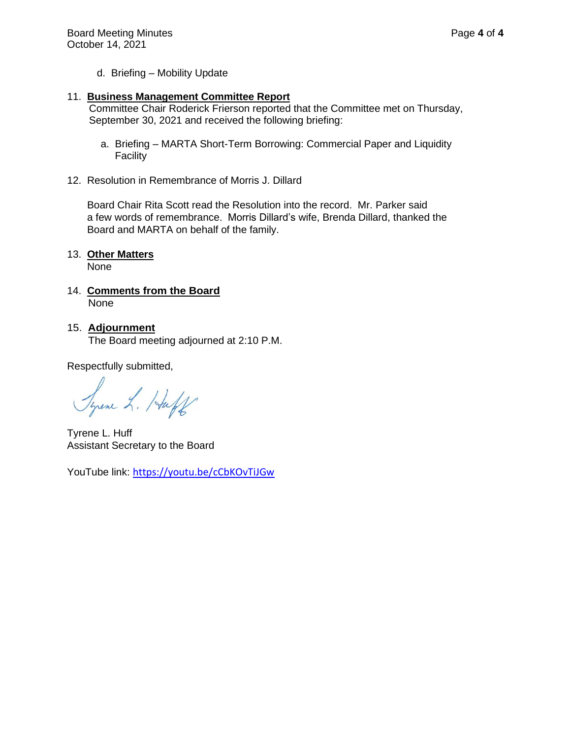d. Briefing – Mobility Update

11. **Business Management Committee Report**
    Committee Chair Roderick Frierson reported that the Committee met on Thursday, September 30, 2021 and received the following briefing:

    a. Briefing – MARTA Short-Term Borrowing: Commercial Paper and Liquidity Facility

12. Resolution in Remembrance of Morris J. Dillard

    Board Chair Rita Scott read the Resolution into the record. Mr. Parker said a few words of remembrance. Morris Dillard's wife, Brenda Dillard, thanked the Board and MARTA on behalf of the family.

13. **Other Matters**
    None

14. **Comments from the Board**
    None

15. **Adjournment**
    The Board meeting adjourned at 2:10 P.M.

Respectfully submitted,

Tyrene L. Huff
Assistant Secretary to the Board

YouTube link: https://youtu.be/cCbKOvTiJGw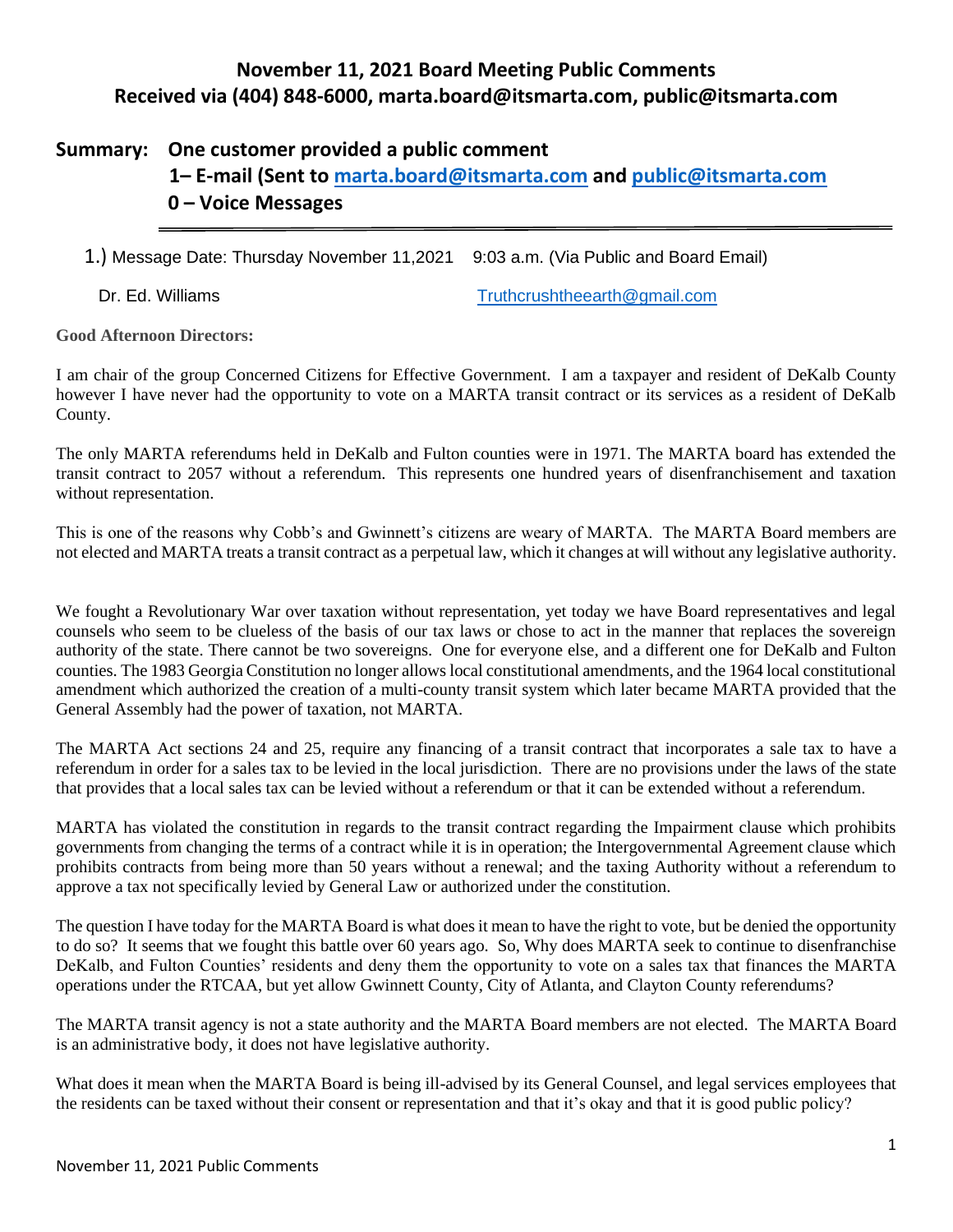# November 11, 2021 Board Meeting Public Comments
# Received via (404) 848-6000, marta.board@itsmarta.com, public@itsmarta.com

## Summary: One customer provided a public comment
## 1– E-mail (Sent to marta.board@itsmarta.com and public@itsmarta.com
## 0 – Voice Messages

---

1.) Message Date: Thursday November 11,2021 9:03 a.m. (Via Public and Board Email)

Dr. Ed. Williams Truthcrushtheearth@gmail.com

**Good Afternoon Directors:**

I am chair of the group Concerned Citizens for Effective Government. I am a taxpayer and resident of DeKalb County however I have never had the opportunity to vote on a MARTA transit contract or its services as a resident of DeKalb County.

The only MARTA referendums held in DeKalb and Fulton counties were in 1971. The MARTA board has extended the transit contract to 2057 without a referendum. This represents one hundred years of disenfranchisement and taxation without representation.

This is one of the reasons why Cobb's and Gwinnett's citizens are weary of MARTA. The MARTA Board members are not elected and MARTA treats a transit contract as a perpetual law, which it changes at will without any legislative authority.

We fought a Revolutionary War over taxation without representation, yet today we have Board representatives and legal counsels who seem to be clueless of the basis of our tax laws or chose to act in the manner that replaces the sovereign authority of the state. There cannot be two sovereigns. One for everyone else, and a different one for DeKalb and Fulton counties. The 1983 Georgia Constitution no longer allows local constitutional amendments, and the 1964 local constitutional amendment which authorized the creation of a multi-county transit system which later became MARTA provided that the General Assembly had the power of taxation, not MARTA.

The MARTA Act sections 24 and 25, require any financing of a transit contract that incorporates a sale tax to have a referendum in order for a sales tax to be levied in the local jurisdiction. There are no provisions under the laws of the state that provides that a local sales tax can be levied without a referendum or that it can be extended without a referendum.

MARTA has violated the constitution in regards to the transit contract regarding the Impairment clause which prohibits governments from changing the terms of a contract while it is in operation; the Intergovernmental Agreement clause which prohibits contracts from being more than 50 years without a renewal; and the taxing Authority without a referendum to approve a tax not specifically levied by General Law or authorized under the constitution.

The question I have today for the MARTA Board is what does it mean to have the right to vote, but be denied the opportunity to do so? It seems that we fought this battle over 60 years ago. So, Why does MARTA seek to continue to disenfranchise DeKalb, and Fulton Counties' residents and deny them the opportunity to vote on a sales tax that finances the MARTA operations under the RTCAA, but yet allow Gwinnett County, City of Atlanta, and Clayton County referendums?

The MARTA transit agency is not a state authority and the MARTA Board members are not elected. The MARTA Board is an administrative body, it does not have legislative authority.

What does it mean when the MARTA Board is being ill-advised by its General Counsel, and legal services employees that the residents can be taxed without their consent or representation and that it's okay and that it is good public policy?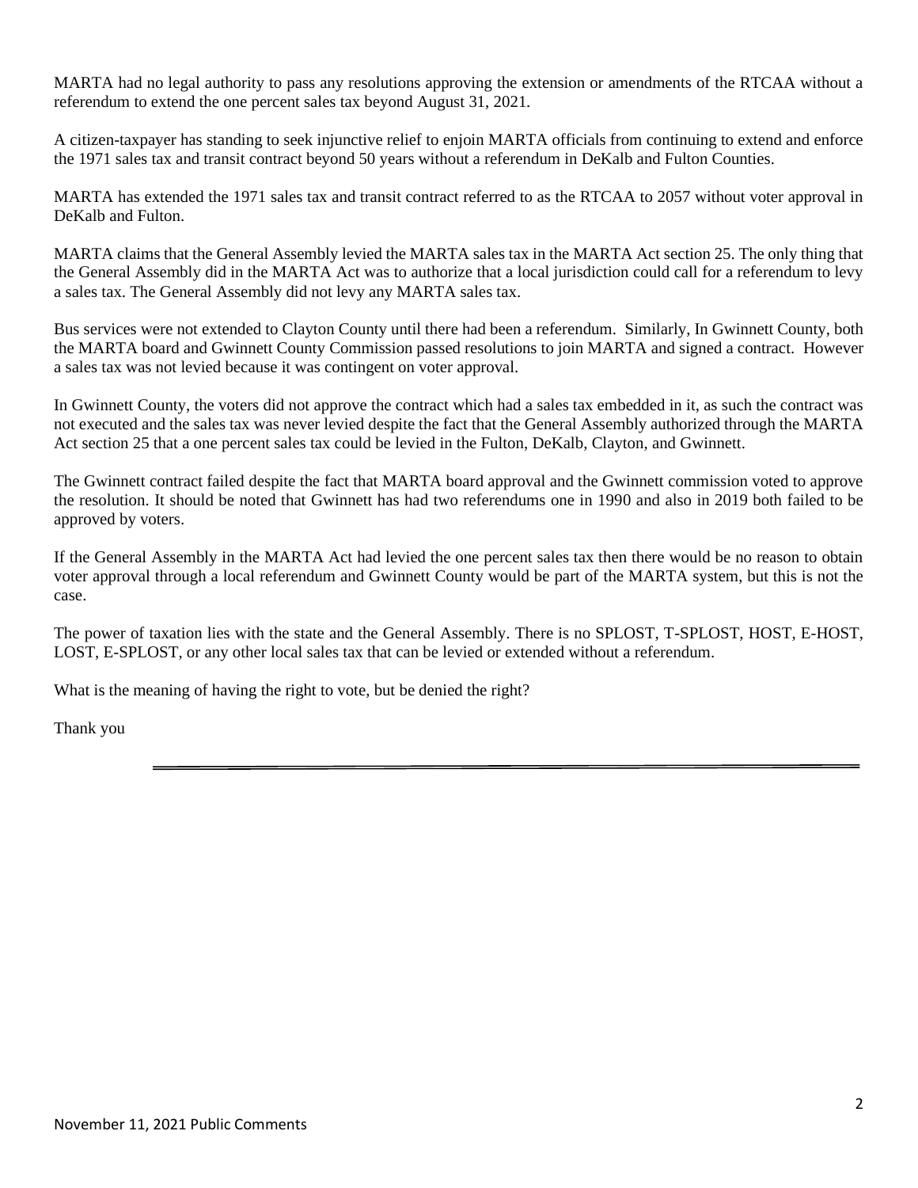MARTA had no legal authority to pass any resolutions approving the extension or amendments of the RTCAA without a referendum to extend the one percent sales tax beyond August 31, 2021.

A citizen-taxpayer has standing to seek injunctive relief to enjoin MARTA officials from continuing to extend and enforce the 1971 sales tax and transit contract beyond 50 years without a referendum in DeKalb and Fulton Counties.

MARTA has extended the 1971 sales tax and transit contract referred to as the RTCAA to 2057 without voter approval in DeKalb and Fulton.

MARTA claims that the General Assembly levied the MARTA sales tax in the MARTA Act section 25. The only thing that the General Assembly did in the MARTA Act was to authorize that a local jurisdiction could call for a referendum to levy a sales tax. The General Assembly did not levy any MARTA sales tax.

Bus services were not extended to Clayton County until there had been a referendum. Similarly, In Gwinnett County, both the MARTA board and Gwinnett County Commission passed resolutions to join MARTA and signed a contract. However a sales tax was not levied because it was contingent on voter approval.

In Gwinnett County, the voters did not approve the contract which had a sales tax embedded in it, as such the contract was not executed and the sales tax was never levied despite the fact that the General Assembly authorized through the MARTA Act section 25 that a one percent sales tax could be levied in the Fulton, DeKalb, Clayton, and Gwinnett.

The Gwinnett contract failed despite the fact that MARTA board approval and the Gwinnett commission voted to approve the resolution. It should be noted that Gwinnett has had two referendums one in 1990 and also in 2019 both failed to be approved by voters.

If the General Assembly in the MARTA Act had levied the one percent sales tax then there would be no reason to obtain voter approval through a local referendum and Gwinnett County would be part of the MARTA system, but this is not the case.

The power of taxation lies with the state and the General Assembly. There is no SPLOST, T-SPLOST, HOST, E-HOST, LOST, E-SPLOST, or any other local sales tax that can be levied or extended without a referendum.

What is the meaning of having the right to vote, but be denied the right?

Thank you